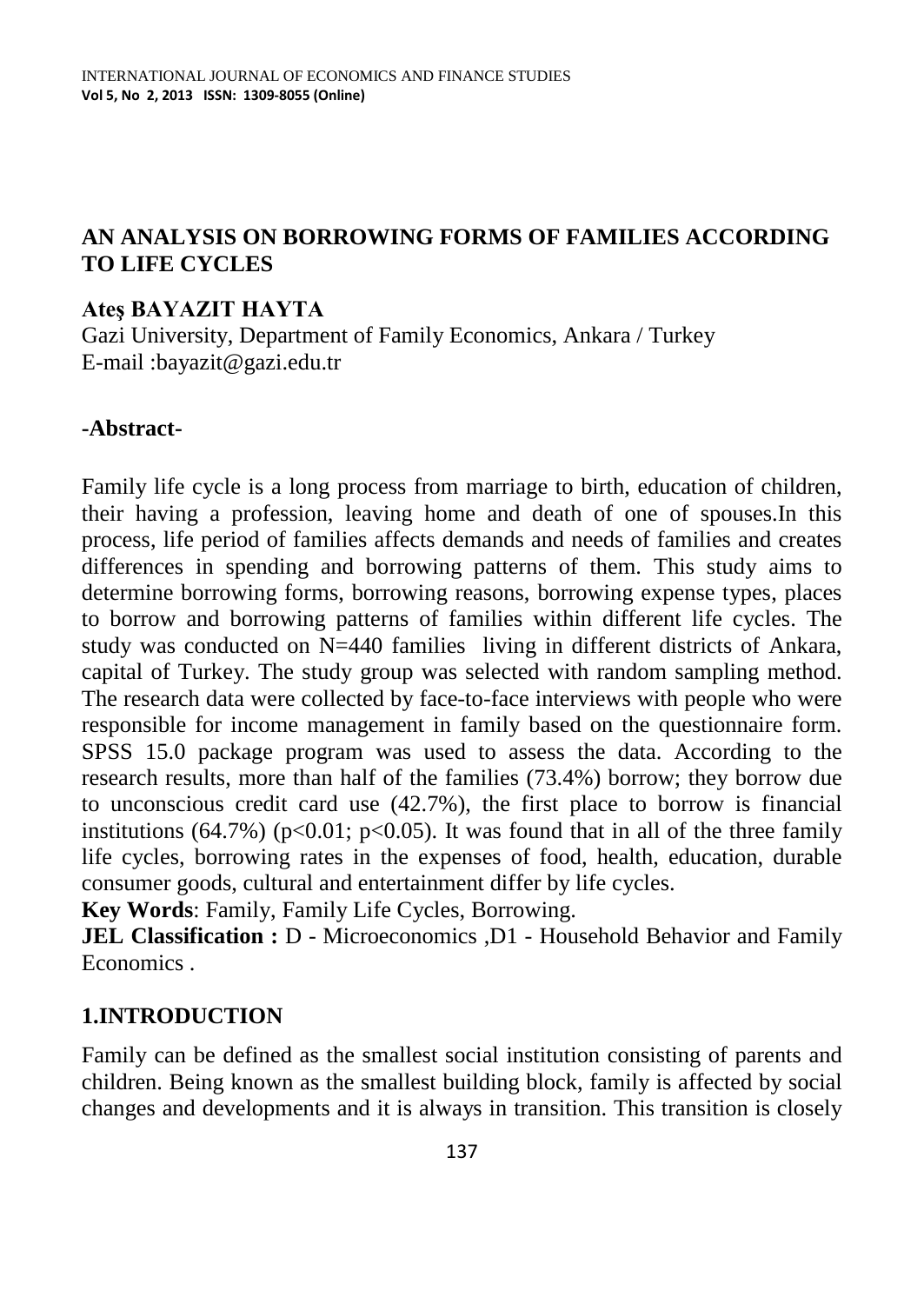# AN ANALYSIS ON BORROWING FORMS OF FAMILIES ACCORDING TO LIFE CYCLES

**Ateş BAYAZIT HAYTA**

Gazi University, Department of Family Economics, Ankara / Turkey

E-mail :bayazit@gazi.edu.tr

## -Abstract-

Family life cycle is a long process from marriage to birth, education of children, their having a profession, leaving home and death of one of spouses.In this process, life period of families affects demands and needs of families and creates differences in spending and borrowing patterns of them. This study aims to determine borrowing forms, borrowing reasons, borrowing expense types, places to borrow and borrowing patterns of families within different life cycles. The study was conducted on N=440 families living in different districts of Ankara, capital of Turkey. The study group was selected with random sampling method. The research data were collected by face-to-face interviews with people who were responsible for income management in family based on the questionnaire form. SPSS 15.0 package program was used to assess the data. According to the research results, more than half of the families (73.4%) borrow; they borrow due to unconscious credit card use (42.7%), the first place to borrow is financial institutions (64.7%) ($p<0.01$; $p<0.05$). It was found that in all of the three family life cycles, borrowing rates in the expenses of food, health, education, durable consumer goods, cultural and entertainment differ by life cycles.

**Key Words**: Family, Family Life Cycles, Borrowing.

**JEL Classification :** D - Microeconomics ,D1 - Household Behavior and Family Economics .

## 1.INTRODUCTION

Family can be defined as the smallest social institution consisting of parents and children. Being known as the smallest building block, family is affected by social changes and developments and it is always in transition. This transition is closely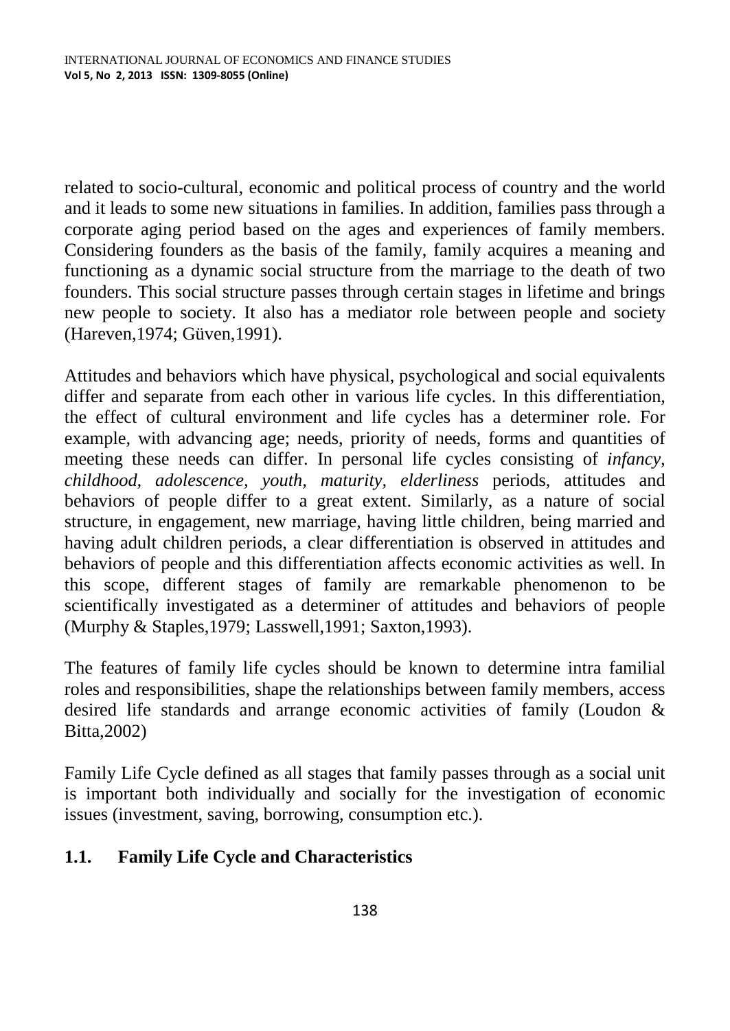related to socio-cultural, economic and political process of country and the world and it leads to some new situations in families. In addition, families pass through a corporate aging period based on the ages and experiences of family members. Considering founders as the basis of the family, family acquires a meaning and functioning as a dynamic social structure from the marriage to the death of two founders. This social structure passes through certain stages in lifetime and brings new people to society. It also has a mediator role between people and society (Hareven,1974; Güven,1991).

Attitudes and behaviors which have physical, psychological and social equivalents differ and separate from each other in various life cycles. In this differentiation, the effect of cultural environment and life cycles has a determiner role. For example, with advancing age; needs, priority of needs, forms and quantities of meeting these needs can differ. In personal life cycles consisting of *infancy, childhood, adolescence, youth, maturity, elderliness* periods, attitudes and behaviors of people differ to a great extent. Similarly, as a nature of social structure, in engagement, new marriage, having little children, being married and having adult children periods, a clear differentiation is observed in attitudes and behaviors of people and this differentiation affects economic activities as well. In this scope, different stages of family are remarkable phenomenon to be scientifically investigated as a determiner of attitudes and behaviors of people (Murphy & Staples,1979; Lasswell,1991; Saxton,1993).

The features of family life cycles should be known to determine intra familial roles and responsibilities, shape the relationships between family members, access desired life standards and arrange economic activities of family (Loudon & Bitta,2002)

Family Life Cycle defined as all stages that family passes through as a social unit is important both individually and socially for the investigation of economic issues (investment, saving, borrowing, consumption etc.).

## 1.1. Family Life Cycle and Characteristics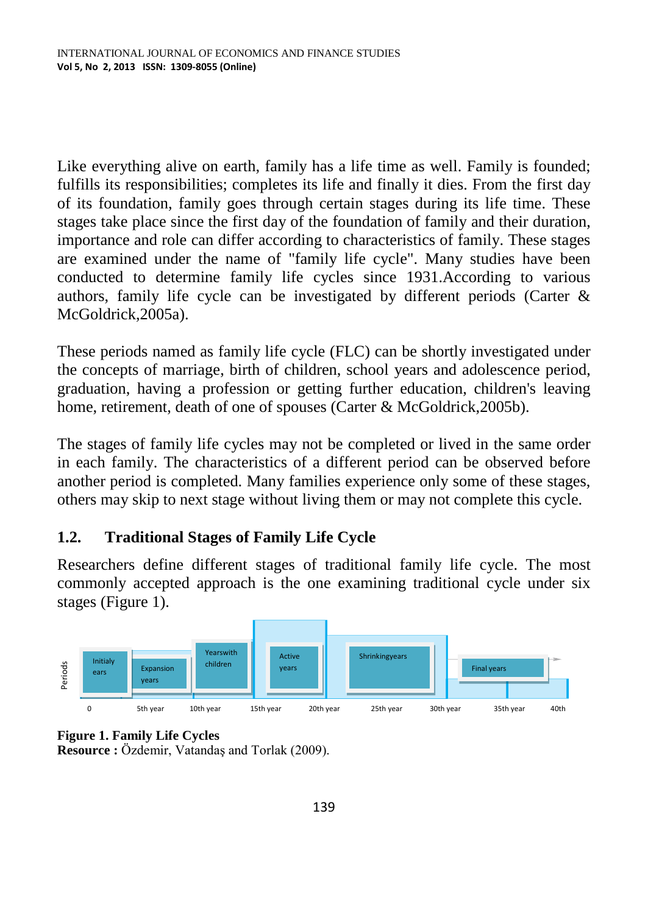Like everything alive on earth, family has a life time as well. Family is founded; fulfills its responsibilities; completes its life and finally it dies. From the first day of its foundation, family goes through certain stages during its life time. These stages take place since the first day of the foundation of family and their duration, importance and role can differ according to characteristics of family. These stages are examined under the name of "family life cycle". Many studies have been conducted to determine family life cycles since 1931.According to various authors, family life cycle can be investigated by different periods (Carter & McGoldrick,2005a).

These periods named as family life cycle (FLC) can be shortly investigated under the concepts of marriage, birth of children, school years and adolescence period, graduation, having a profession or getting further education, children's leaving home, retirement, death of one of spouses (Carter & McGoldrick,2005b).

The stages of family life cycles may not be completed or lived in the same order in each family. The characteristics of a different period can be observed before another period is completed. Many families experience only some of these stages, others may skip to next stage without living them or may not complete this cycle.

## 1.2. Traditional Stages of Family Life Cycle

Researchers define different stages of traditional family life cycle. The most commonly accepted approach is the one examining traditional cycle under six stages (Figure 1).

**Figure 1. Family Life Cycles**
**Resource :** Özdemir, Vatandaş and Torlak (2009).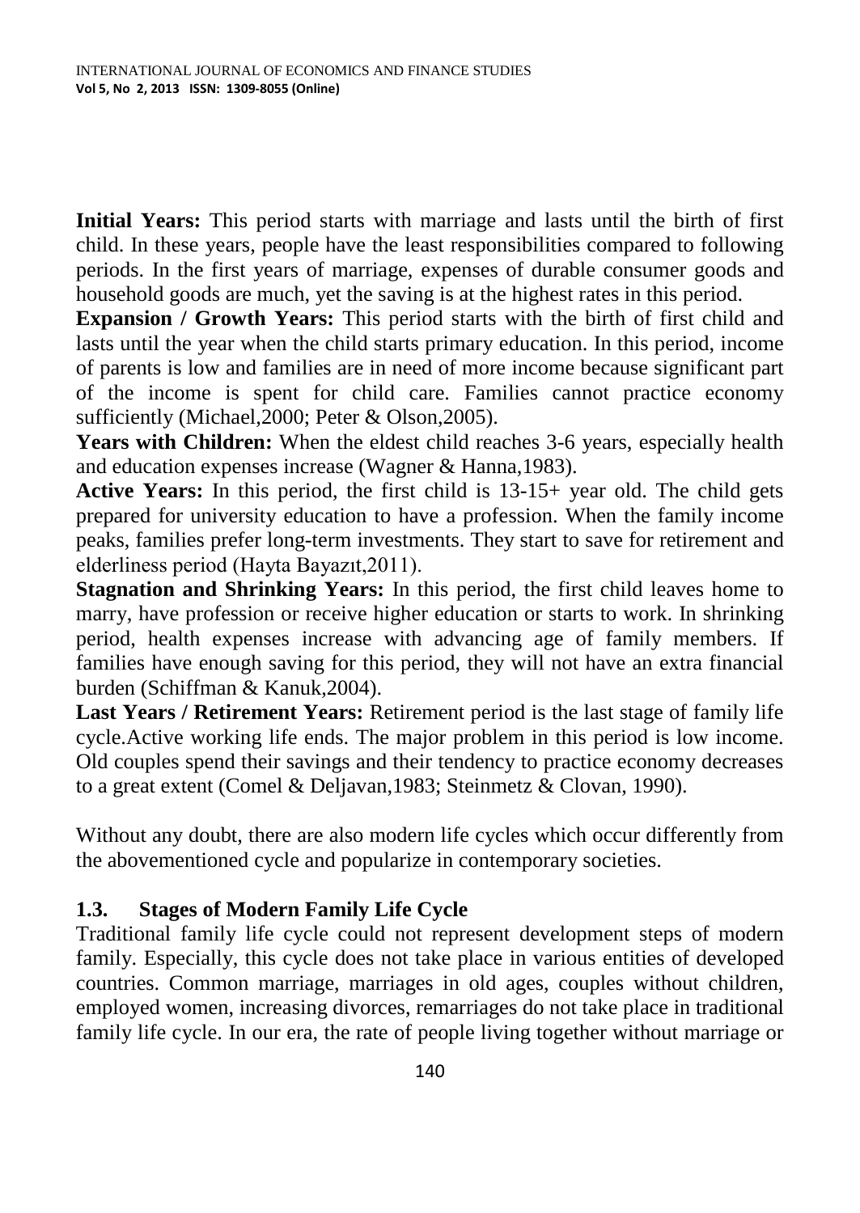**Initial Years:** This period starts with marriage and lasts until the birth of first child. In these years, people have the least responsibilities compared to following periods. In the first years of marriage, expenses of durable consumer goods and household goods are much, yet the saving is at the highest rates in this period.

**Expansion / Growth Years:** This period starts with the birth of first child and lasts until the year when the child starts primary education. In this period, income of parents is low and families are in need of more income because significant part of the income is spent for child care. Families cannot practice economy sufficiently (Michael,2000; Peter & Olson,2005).

**Years with Children:** When the eldest child reaches 3-6 years, especially health and education expenses increase (Wagner & Hanna,1983).

**Active Years:** In this period, the first child is 13-15+ year old. The child gets prepared for university education to have a profession. When the family income peaks, families prefer long-term investments. They start to save for retirement and elderliness period (Hayta Bayazıt,2011).

**Stagnation and Shrinking Years:** In this period, the first child leaves home to marry, have profession or receive higher education or starts to work. In shrinking period, health expenses increase with advancing age of family members. If families have enough saving for this period, they will not have an extra financial burden (Schiffman & Kanuk,2004).

**Last Years / Retirement Years:** Retirement period is the last stage of family life cycle.Active working life ends. The major problem in this period is low income. Old couples spend their savings and their tendency to practice economy decreases to a great extent (Comel & Deljavan,1983; Steinmetz & Clovan, 1990).

Without any doubt, there are also modern life cycles which occur differently from the abovementioned cycle and popularize in contemporary societies.

### 1.3. Stages of Modern Family Life Cycle

Traditional family life cycle could not represent development steps of modern family. Especially, this cycle does not take place in various entities of developed countries. Common marriage, marriages in old ages, couples without children, employed women, increasing divorces, remarriages do not take place in traditional family life cycle. In our era, the rate of people living together without marriage or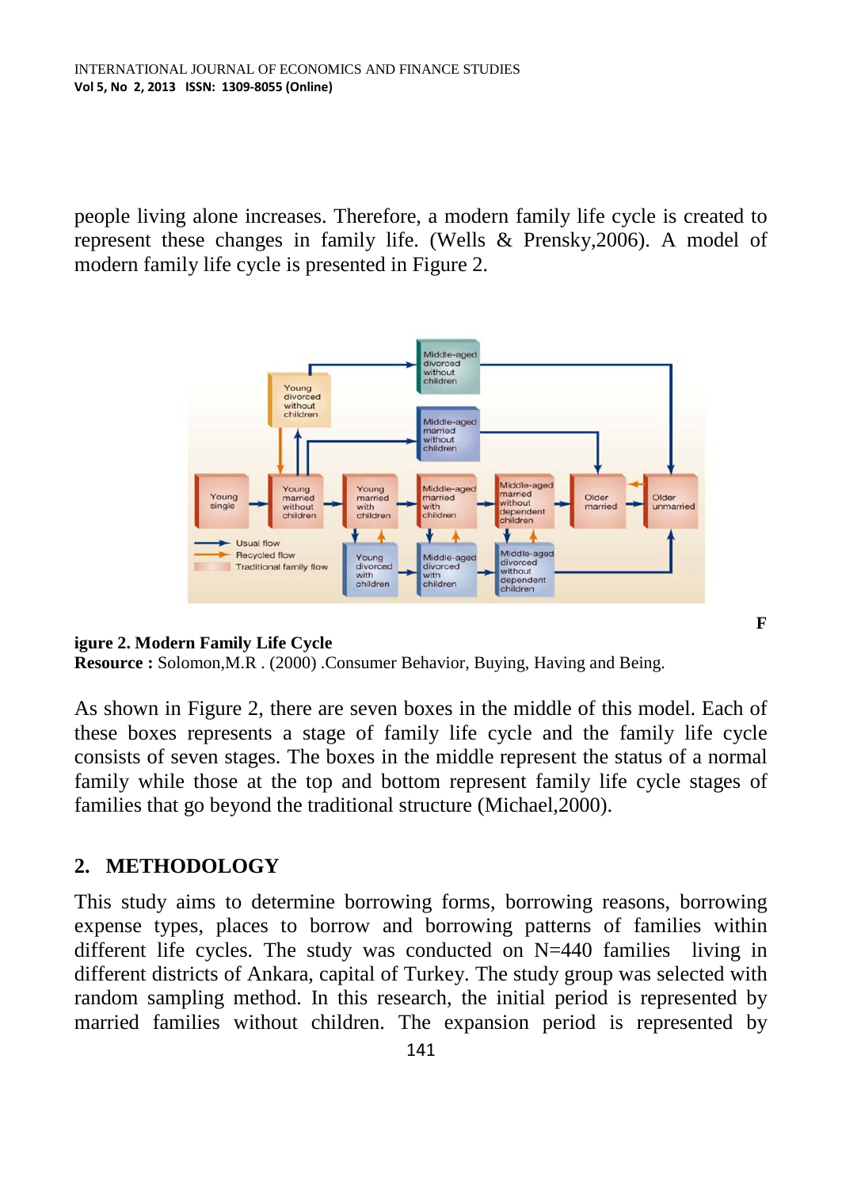people living alone increases. Therefore, a modern family life cycle is created to represent these changes in family life. (Wells & Prensky,2006). A model of modern family life cycle is presented in Figure 2.

F

**igure 2. Modern Family Life Cycle**
**Resource :** Solomon,M.R . (2000) .Consumer Behavior, Buying, Having and Being.

As shown in Figure 2, there are seven boxes in the middle of this model. Each of these boxes represents a stage of family life cycle and the family life cycle consists of seven stages. The boxes in the middle represent the status of a normal family while those at the top and bottom represent family life cycle stages of families that go beyond the traditional structure (Michael,2000).

## 2. METHODOLOGY

This study aims to determine borrowing forms, borrowing reasons, borrowing expense types, places to borrow and borrowing patterns of families within different life cycles. The study was conducted on N=440 families living in different districts of Ankara, capital of Turkey. The study group was selected with random sampling method. In this research, the initial period is represented by married families without children. The expansion period is represented by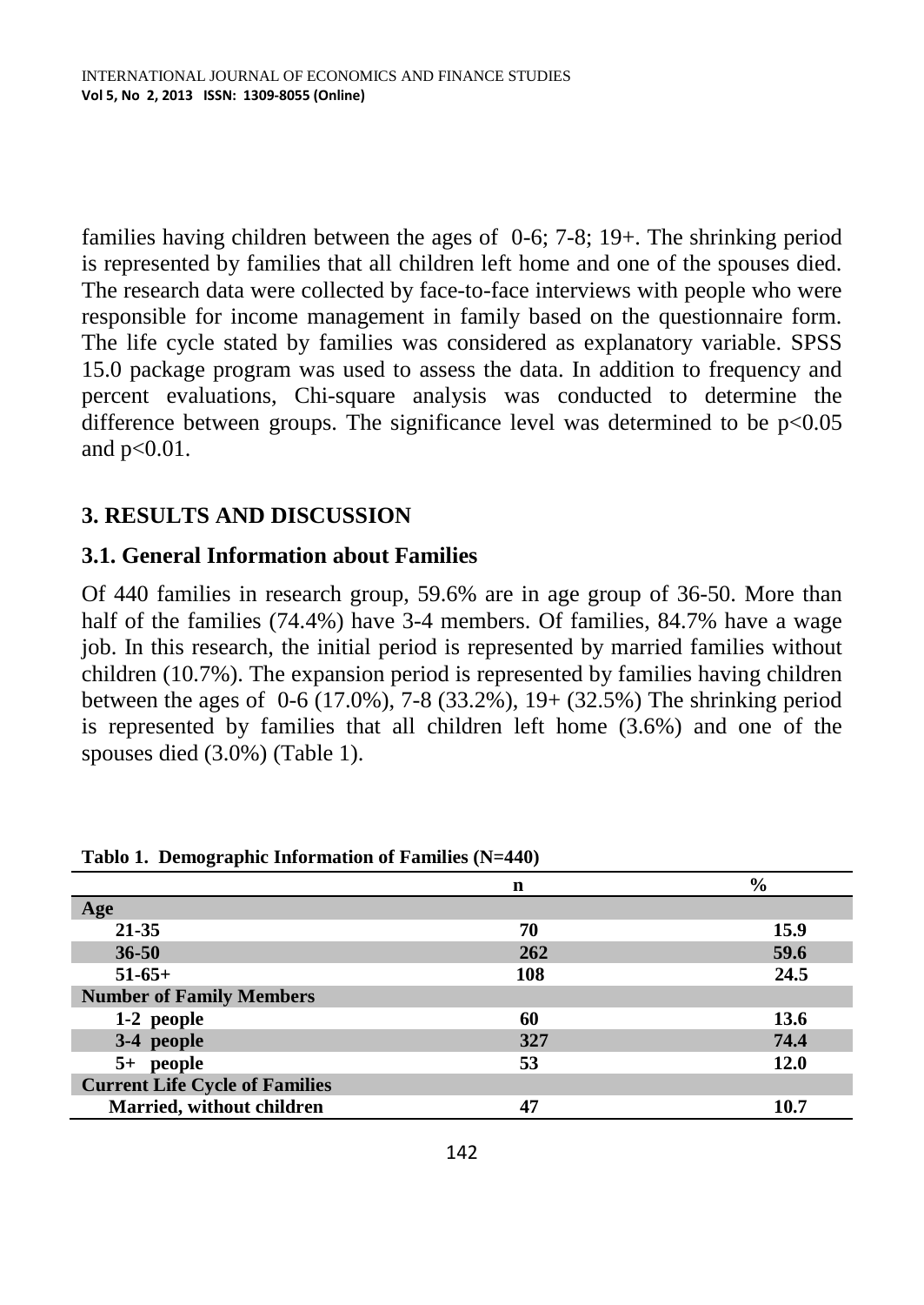families having children between the ages of 0-6; 7-8; 19+. The shrinking period is represented by families that all children left home and one of the spouses died. The research data were collected by face-to-face interviews with people who were responsible for income management in family based on the questionnaire form. The life cycle stated by families was considered as explanatory variable. SPSS 15.0 package program was used to assess the data. In addition to frequency and percent evaluations, Chi-square analysis was conducted to determine the difference between groups. The significance level was determined to be $p<0.05$ and $p<0.01$.

## 3. RESULTS AND DISCUSSION

### 3.1. General Information about Families

Of 440 families in research group, 59.6% are in age group of 36-50. More than half of the families (74.4%) have 3-4 members. Of families, 84.7% have a wage job. In this research, the initial period is represented by married families without children (10.7%). The expansion period is represented by families having children between the ages of 0-6 (17.0%), 7-8 (33.2%), 19+ (32.5%) The shrinking period is represented by families that all children left home (3.6%) and one of the spouses died (3.0%) (Table 1).

**Tablo 1. Demographic Information of Families (N=440)**

| | n | % |
|---|---|---|
| **Age** | | |
| **21-35** | **70** | **15.9** |
| **36-50** | **262** | **59.6** |
| **51-65+** | **108** | **24.5** |
| **Number of Family Members** | | |
| **1-2 people** | **60** | **13.6** |
| **3-4 people** | **327** | **74.4** |
| **5+ people** | **53** | **12.0** |
| **Current Life Cycle of Families** | | |
| **Married, without children** | **47** | **10.7** |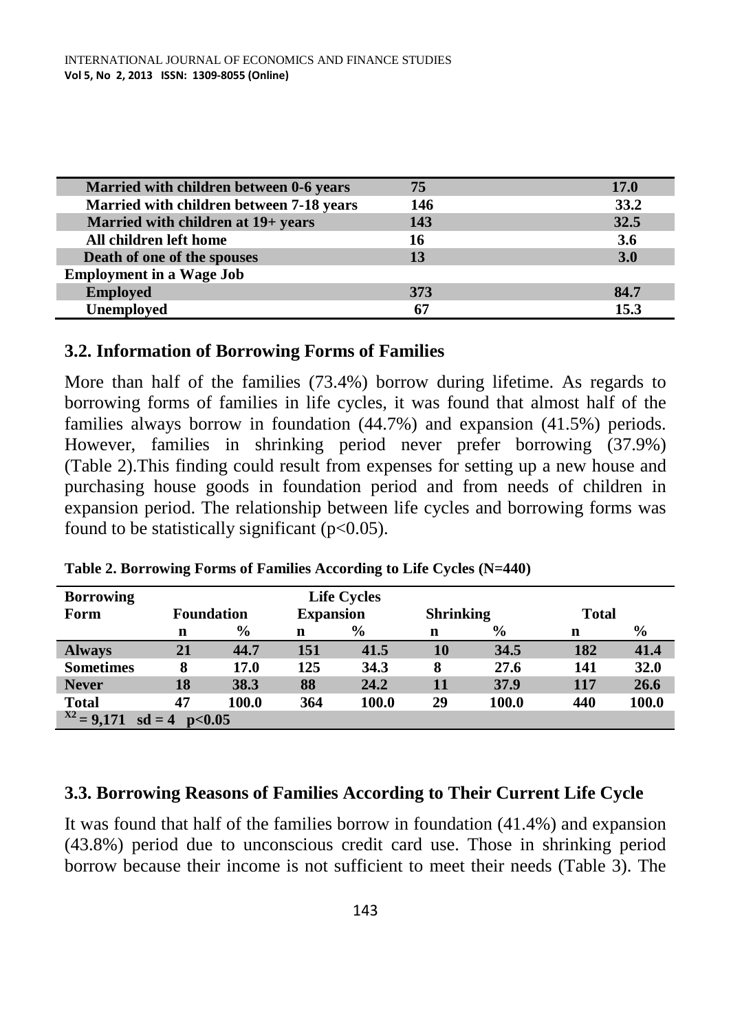| | | |
|---|---|---|
| Married with children between 0-6 years | 75 | 17.0 |
| Married with children between 7-18 years | 146 | 33.2 |
| Married with children at 19+ years | 143 | 32.5 |
| All children left home | 16 | 3.6 |
| Death of one of the spouses | 13 | 3.0 |
| **Employment in a Wage Job** | | |
| Employed | 373 | 84.7 |
| Unemployed | 67 | 15.3 |

### 3.2. Information of Borrowing Forms of Families

More than half of the families (73.4%) borrow during lifetime. As regards to borrowing forms of families in life cycles, it was found that almost half of the families always borrow in foundation (44.7%) and expansion (41.5%) periods. However, families in shrinking period never prefer borrowing (37.9%) (Table 2).This finding could result from expenses for setting up a new house and purchasing house goods in foundation period and from needs of children in expansion period. The relationship between life cycles and borrowing forms was found to be statistically significant ($p<0.05$).

**Table 2. Borrowing Forms of Families According to Life Cycles (N=440)**

| Borrowing Form | Life Cycles | | | | | | | |
|---|---|---|---|---|---|---|---|---|
| | Foundation | | Expansion | | Shrinking | | Total | |
| | n | % | n | % | n | % | n | % |
| Always | 21 | 44.7 | 151 | 41.5 | 10 | 34.5 | 182 | 41.4 |
| Sometimes | 8 | 17.0 | 125 | 34.3 | 8 | 27.6 | 141 | 32.0 |
| Never | 18 | 38.3 | 88 | 24.2 | 11 | 37.9 | 117 | 26.6 |
| Total | 47 | 100.0 | 364 | 100.0 | 29 | 100.0 | 440 | 100.0 |
| $X^2$ = 9,171 sd = 4 $p<0.05$ | | | | | | | | |

### 3.3. Borrowing Reasons of Families According to Their Current Life Cycle

It was found that half of the families borrow in foundation (41.4%) and expansion (43.8%) period due to unconscious credit card use. Those in shrinking period borrow because their income is not sufficient to meet their needs (Table 3). The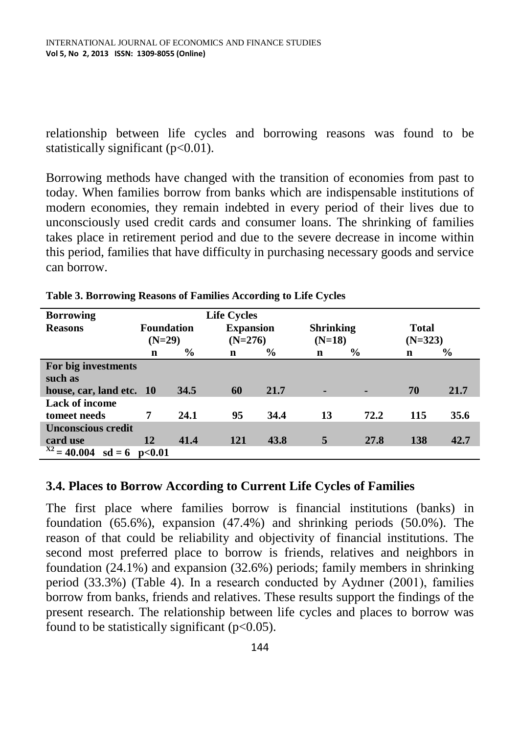relationship between life cycles and borrowing reasons was found to be statistically significant ($p<0.01$).

Borrowing methods have changed with the transition of economies from past to today. When families borrow from banks which are indispensable institutions of modern economies, they remain indebted in every period of their lives due to unconsciously used credit cards and consumer loans. The shrinking of families takes place in retirement period and due to the severe decrease in income within this period, families that have difficulty in purchasing necessary goods and service can borrow.

**Table 3. Borrowing Reasons of Families According to Life Cycles**

| Borrowing Reasons | Life Cycles | | | | | | | |
|---|---|---|---|---|---|---|---|---|
| | Foundation (N=29) | | Expansion (N=276) | | Shrinking (N=18) | | Total (N=323) | |
| | n | % | n | % | n | % | n | % |
| For big investments such as house, car, land etc. | 10 | 34.5 | 60 | 21.7 | - | - | 70 | 21.7 |
| Lack of income tomeet needs | 7 | 24.1 | 95 | 34.4 | 13 | 72.2 | 115 | 35.6 |
| Unconscious credit card use | 12 | 41.4 | 121 | 43.8 | 5 | 27.8 | 138 | 42.7 |
| $X^2 = 40.004$ sd = 6 $p<0.01$ | | | | | | | | |

## 3.4. Places to Borrow According to Current Life Cycles of Families

The first place where families borrow is financial institutions (banks) in foundation (65.6%), expansion (47.4%) and shrinking periods (50.0%). The reason of that could be reliability and objectivity of financial institutions. The second most preferred place to borrow is friends, relatives and neighbors in foundation (24.1%) and expansion (32.6%) periods; family members in shrinking period (33.3%) (Table 4). In a research conducted by Aydıner (2001), families borrow from banks, friends and relatives. These results support the findings of the present research. The relationship between life cycles and places to borrow was found to be statistically significant ($p<0.05$).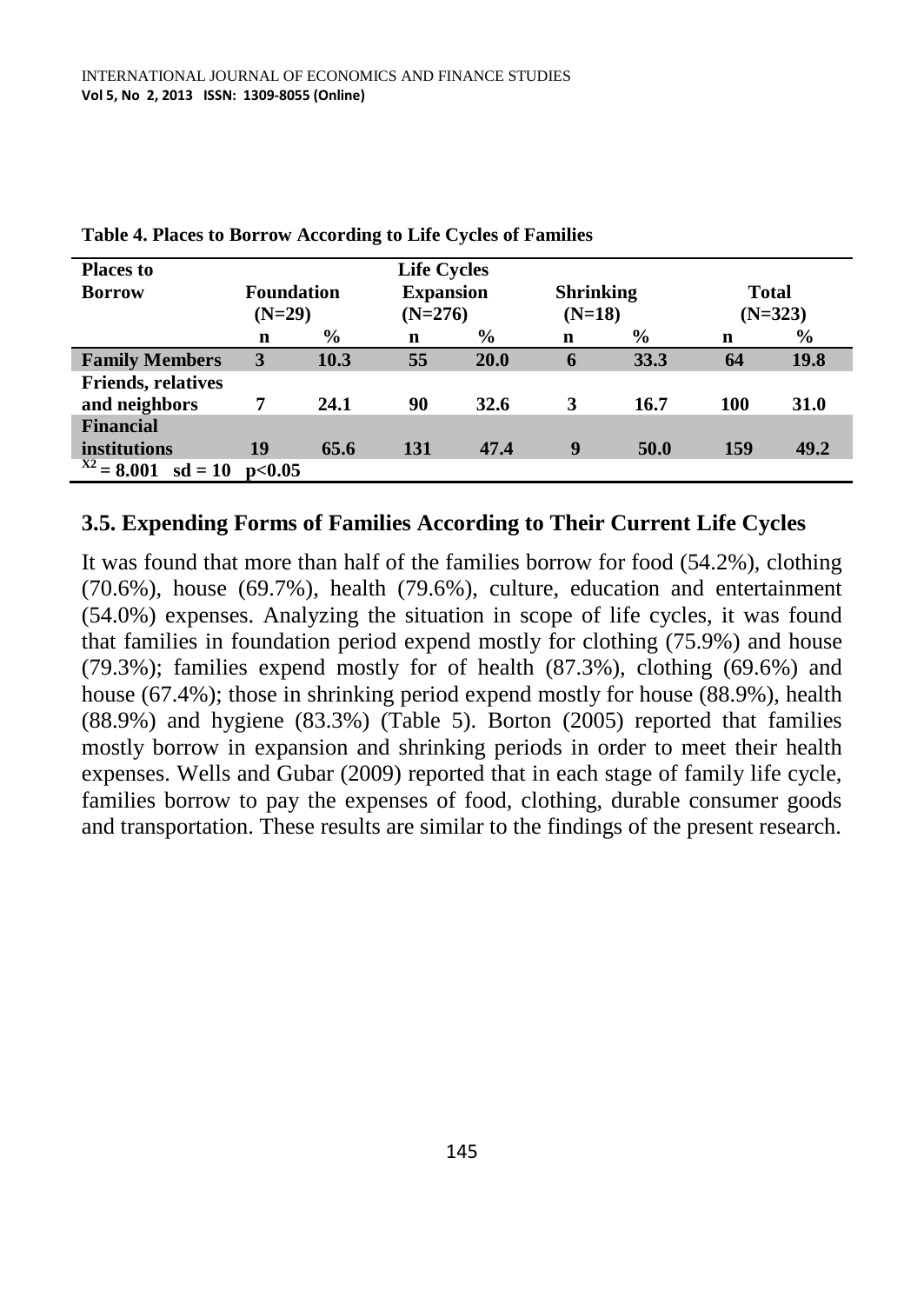**Table 4. Places to Borrow According to Life Cycles of Families**

| Places to Borrow | Life Cycles | | | | | | | |
|---|---|---|---|---|---|---|---|---|
| | Foundation (N=29) | | Expansion (N=276) | | Shrinking (N=18) | | Total (N=323) | |
| | n | % | n | % | n | % | n | % |
| **Family Members** | **3** | **10.3** | **55** | **20.0** | **6** | **33.3** | **64** | **19.8** |
| **Friends, relatives and neighbors** | **7** | **24.1** | **90** | **32.6** | **3** | **16.7** | **100** | **31.0** |
| **Financial institutions** | **19** | **65.6** | **131** | **47.4** | **9** | **50.0** | **159** | **49.2** |

$X^2 = 8.001$ sd = 10 $p<0.05$

## 3.5. Expending Forms of Families According to Their Current Life Cycles

It was found that more than half of the families borrow for food (54.2%), clothing (70.6%), house (69.7%), health (79.6%), culture, education and entertainment (54.0%) expenses. Analyzing the situation in scope of life cycles, it was found that families in foundation period expend mostly for clothing (75.9%) and house (79.3%); families expend mostly for of health (87.3%), clothing (69.6%) and house (67.4%); those in shrinking period expend mostly for house (88.9%), health (88.9%) and hygiene (83.3%) (Table 5). Borton (2005) reported that families mostly borrow in expansion and shrinking periods in order to meet their health expenses. Wells and Gubar (2009) reported that in each stage of family life cycle, families borrow to pay the expenses of food, clothing, durable consumer goods and transportation. These results are similar to the findings of the present research.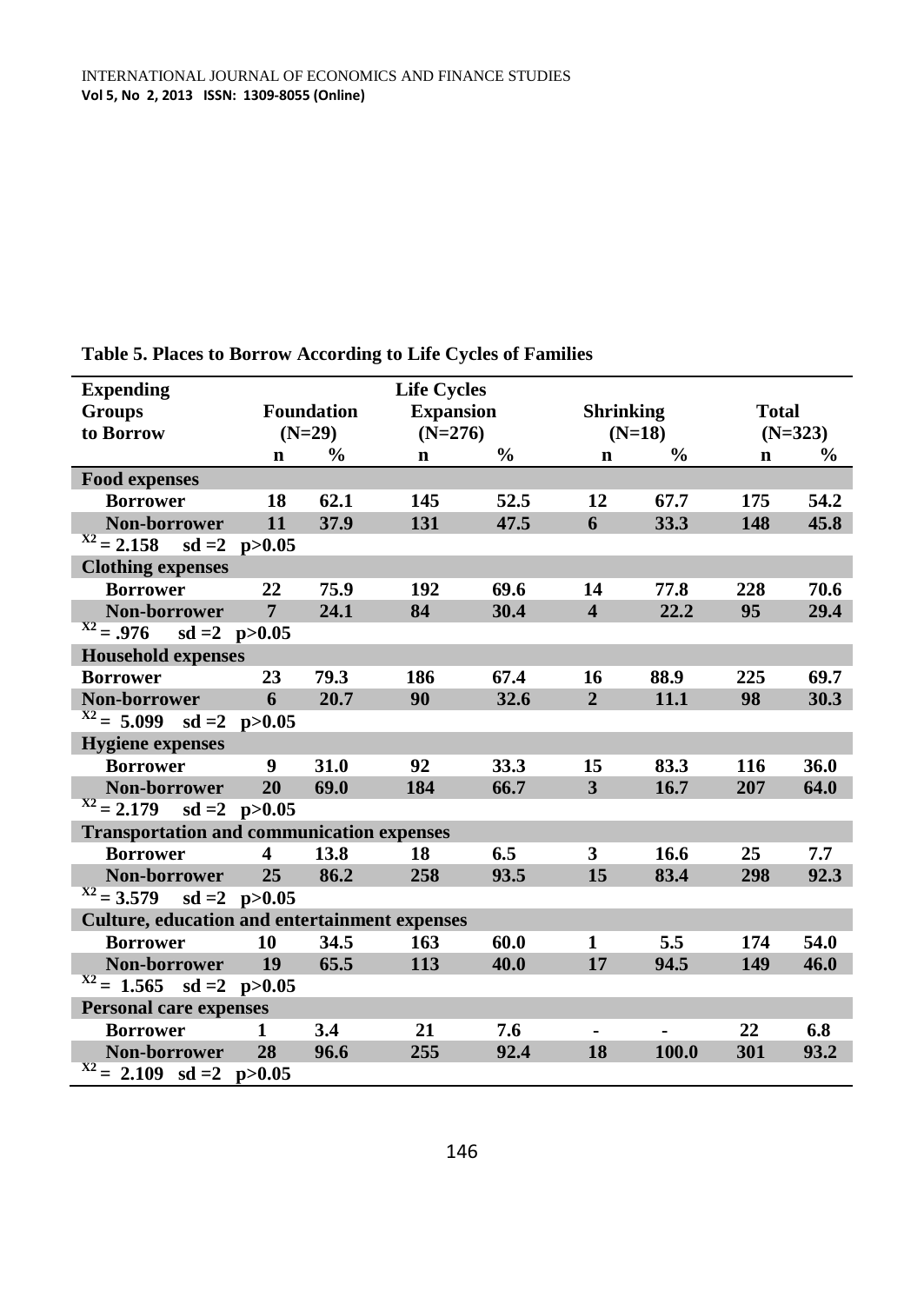**Table 5. Places to Borrow According to Life Cycles of Families**

| Expending Groups to Borrow | Life Cycles | | | | | | | |
|---|---|---|---|---|---|---|---|---|
| | Foundation (N=29) | | Expansion (N=276) | | Shrinking (N=18) | | Total (N=323) | |
| | n | % | n | % | n | % | n | % |
| **Food expenses** | | | | | | | | |
| Borrower | 18 | 62.1 | 145 | 52.5 | 12 | 67.7 | 175 | 54.2 |
| Non-borrower | 11 | 37.9 | 131 | 47.5 | 6 | 33.3 | 148 | 45.8 |
| $X^2 = 2.158$ sd =2 $p>0.05$ | | | | | | | | |
| **Clothing expenses** | | | | | | | | |
| Borrower | 22 | 75.9 | 192 | 69.6 | 14 | 77.8 | 228 | 70.6 |
| Non-borrower | 7 | 24.1 | 84 | 30.4 | 4 | 22.2 | 95 | 29.4 |
| $X^2 = .976$ sd =2 $p>0.05$ | | | | | | | | |
| **Household expenses** | | | | | | | | |
| Borrower | 23 | 79.3 | 186 | 67.4 | 16 | 88.9 | 225 | 69.7 |
| Non-borrower | 6 | 20.7 | 90 | 32.6 | 2 | 11.1 | 98 | 30.3 |
| $X^2 = 5.099$ sd =2 $p>0.05$ | | | | | | | | |
| **Hygiene expenses** | | | | | | | | |
| Borrower | 9 | 31.0 | 92 | 33.3 | 15 | 83.3 | 116 | 36.0 |
| Non-borrower | 20 | 69.0 | 184 | 66.7 | 3 | 16.7 | 207 | 64.0 |
| $X^2 = 2.179$ sd =2 $p>0.05$ | | | | | | | | |
| **Transportation and communication expenses** | | | | | | | | |
| Borrower | 4 | 13.8 | 18 | 6.5 | 3 | 16.6 | 25 | 7.7 |
| Non-borrower | 25 | 86.2 | 258 | 93.5 | 15 | 83.4 | 298 | 92.3 |
| $X^2 = 3.579$ sd =2 $p>0.05$ | | | | | | | | |
| **Culture, education and entertainment expenses** | | | | | | | | |
| Borrower | 10 | 34.5 | 163 | 60.0 | 1 | 5.5 | 174 | 54.0 |
| Non-borrower | 19 | 65.5 | 113 | 40.0 | 17 | 94.5 | 149 | 46.0 |
| $X^2 = 1.565$ sd =2 $p>0.05$ | | | | | | | | |
| **Personal care expenses** | | | | | | | | |
| Borrower | 1 | 3.4 | 21 | 7.6 | - | - | 22 | 6.8 |
| Non-borrower | 28 | 96.6 | 255 | 92.4 | 18 | 100.0 | 301 | 93.2 |
| $X^2 = 2.109$ sd =2 $p>0.05$ | | | | | | | | |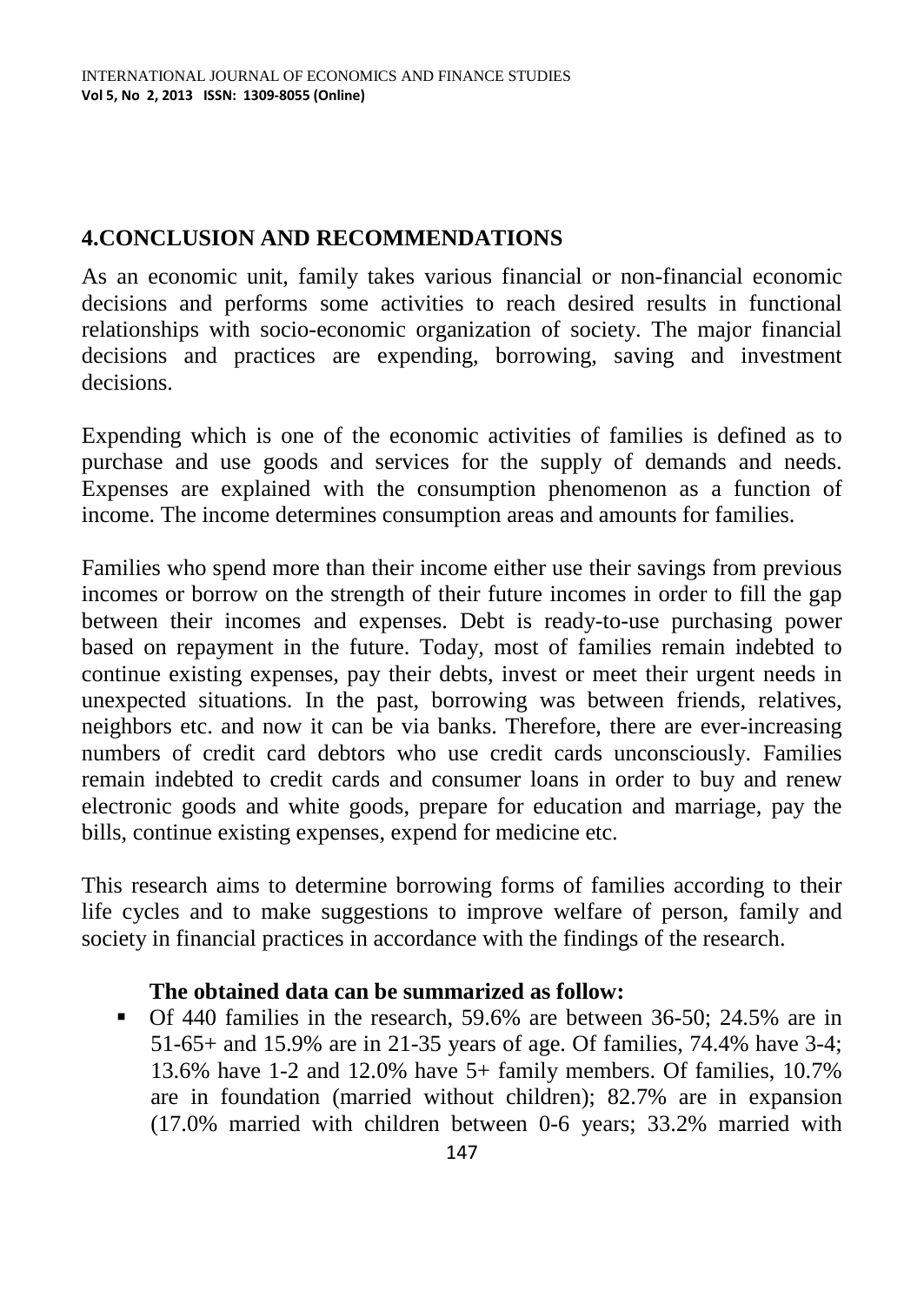## 4.CONCLUSION AND RECOMMENDATIONS

As an economic unit, family takes various financial or non-financial economic decisions and performs some activities to reach desired results in functional relationships with socio-economic organization of society. The major financial decisions and practices are expending, borrowing, saving and investment decisions.

Expending which is one of the economic activities of families is defined as to purchase and use goods and services for the supply of demands and needs. Expenses are explained with the consumption phenomenon as a function of income. The income determines consumption areas and amounts for families.

Families who spend more than their income either use their savings from previous incomes or borrow on the strength of their future incomes in order to fill the gap between their incomes and expenses. Debt is ready-to-use purchasing power based on repayment in the future. Today, most of families remain indebted to continue existing expenses, pay their debts, invest or meet their urgent needs in unexpected situations. In the past, borrowing was between friends, relatives, neighbors etc. and now it can be via banks. Therefore, there are ever-increasing numbers of credit card debtors who use credit cards unconsciously. Families remain indebted to credit cards and consumer loans in order to buy and renew electronic goods and white goods, prepare for education and marriage, pay the bills, continue existing expenses, expend for medicine etc.

This research aims to determine borrowing forms of families according to their life cycles and to make suggestions to improve welfare of person, family and society in financial practices in accordance with the findings of the research.

**The obtained data can be summarized as follow:**

- Of 440 families in the research, 59.6% are between 36-50; 24.5% are in 51-65+ and 15.9% are in 21-35 years of age. Of families, 74.4% have 3-4; 13.6% have 1-2 and 12.0% have 5+ family members. Of families, 10.7% are in foundation (married without children); 82.7% are in expansion (17.0% married with children between 0-6 years; 33.2% married with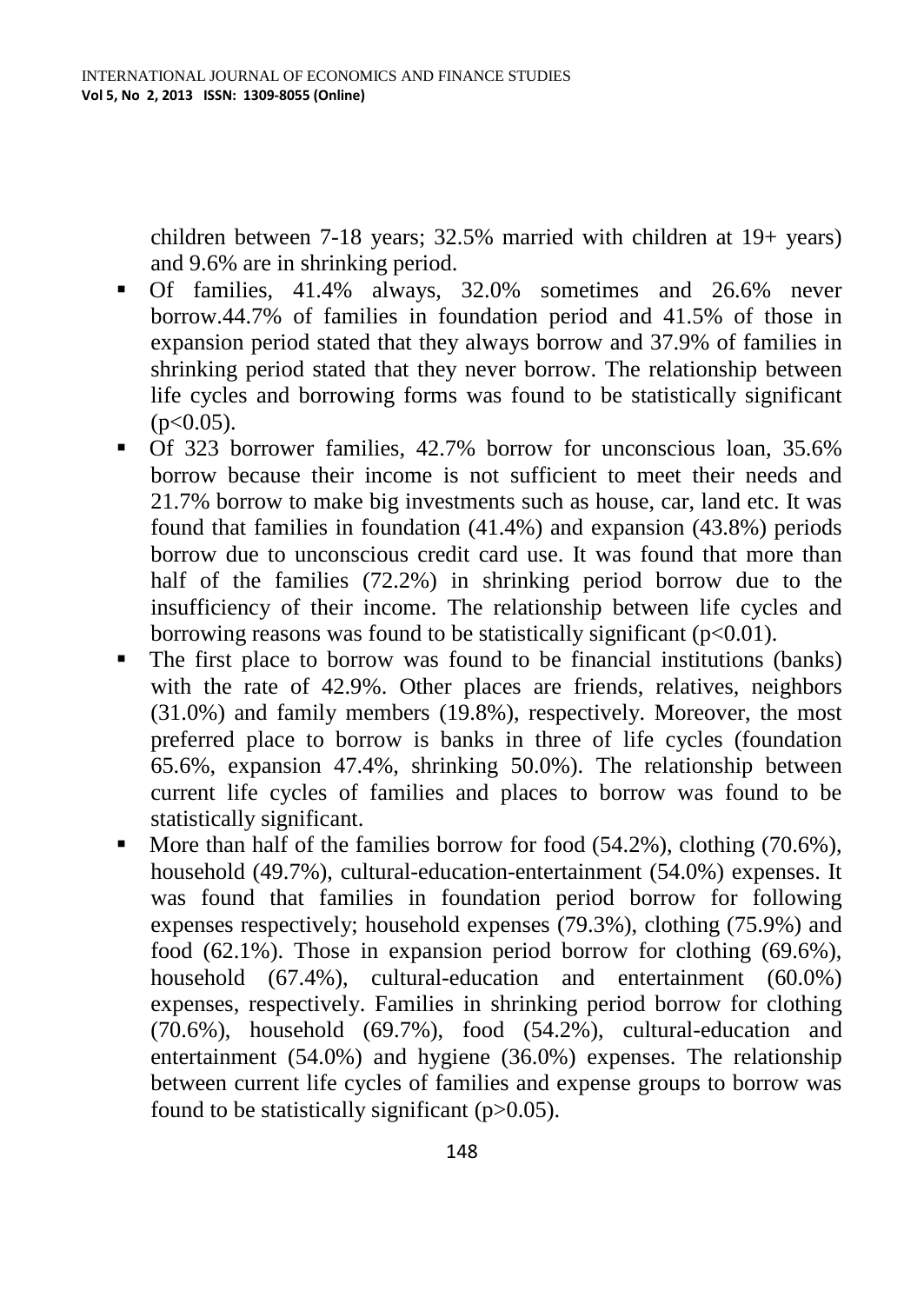children between 7-18 years; 32.5% married with children at 19+ years) and 9.6% are in shrinking period.

- Of families, 41.4% always, 32.0% sometimes and 26.6% never borrow.44.7% of families in foundation period and 41.5% of those in expansion period stated that they always borrow and 37.9% of families in shrinking period stated that they never borrow. The relationship between life cycles and borrowing forms was found to be statistically significant ($p<0.05$).
- Of 323 borrower families, 42.7% borrow for unconscious loan, 35.6% borrow because their income is not sufficient to meet their needs and 21.7% borrow to make big investments such as house, car, land etc. It was found that families in foundation (41.4%) and expansion (43.8%) periods borrow due to unconscious credit card use. It was found that more than half of the families (72.2%) in shrinking period borrow due to the insufficiency of their income. The relationship between life cycles and borrowing reasons was found to be statistically significant ($p<0.01$).
- The first place to borrow was found to be financial institutions (banks) with the rate of 42.9%. Other places are friends, relatives, neighbors (31.0%) and family members (19.8%), respectively. Moreover, the most preferred place to borrow is banks in three of life cycles (foundation 65.6%, expansion 47.4%, shrinking 50.0%). The relationship between current life cycles of families and places to borrow was found to be statistically significant.
- More than half of the families borrow for food (54.2%), clothing (70.6%), household (49.7%), cultural-education-entertainment (54.0%) expenses. It was found that families in foundation period borrow for following expenses respectively; household expenses (79.3%), clothing (75.9%) and food (62.1%). Those in expansion period borrow for clothing (69.6%), household (67.4%), cultural-education and entertainment (60.0%) expenses, respectively. Families in shrinking period borrow for clothing (70.6%), household (69.7%), food (54.2%), cultural-education and entertainment (54.0%) and hygiene (36.0%) expenses. The relationship between current life cycles of families and expense groups to borrow was found to be statistically significant ($p>0.05$).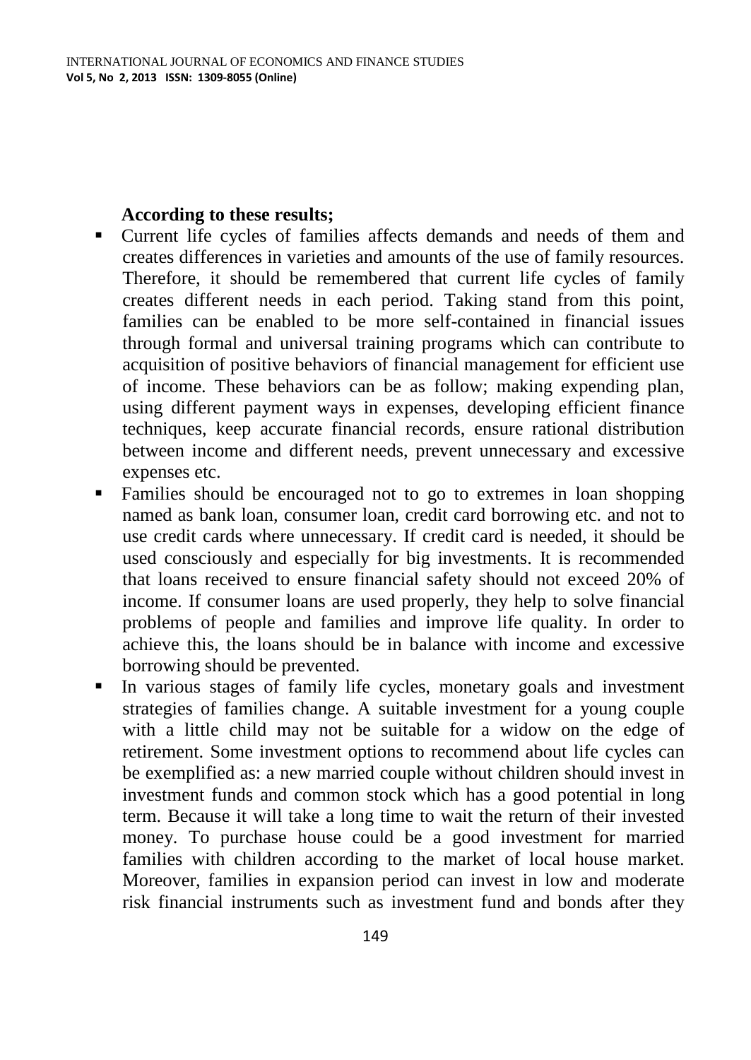**According to these results;**

- Current life cycles of families affects demands and needs of them and creates differences in varieties and amounts of the use of family resources. Therefore, it should be remembered that current life cycles of family creates different needs in each period. Taking stand from this point, families can be enabled to be more self-contained in financial issues through formal and universal training programs which can contribute to acquisition of positive behaviors of financial management for efficient use of income. These behaviors can be as follow; making expending plan, using different payment ways in expenses, developing efficient finance techniques, keep accurate financial records, ensure rational distribution between income and different needs, prevent unnecessary and excessive expenses etc.
- Families should be encouraged not to go to extremes in loan shopping named as bank loan, consumer loan, credit card borrowing etc. and not to use credit cards where unnecessary. If credit card is needed, it should be used consciously and especially for big investments. It is recommended that loans received to ensure financial safety should not exceed 20% of income. If consumer loans are used properly, they help to solve financial problems of people and families and improve life quality. In order to achieve this, the loans should be in balance with income and excessive borrowing should be prevented.
- In various stages of family life cycles, monetary goals and investment strategies of families change. A suitable investment for a young couple with a little child may not be suitable for a widow on the edge of retirement. Some investment options to recommend about life cycles can be exemplified as: a new married couple without children should invest in investment funds and common stock which has a good potential in long term. Because it will take a long time to wait the return of their invested money. To purchase house could be a good investment for married families with children according to the market of local house market. Moreover, families in expansion period can invest in low and moderate risk financial instruments such as investment fund and bonds after they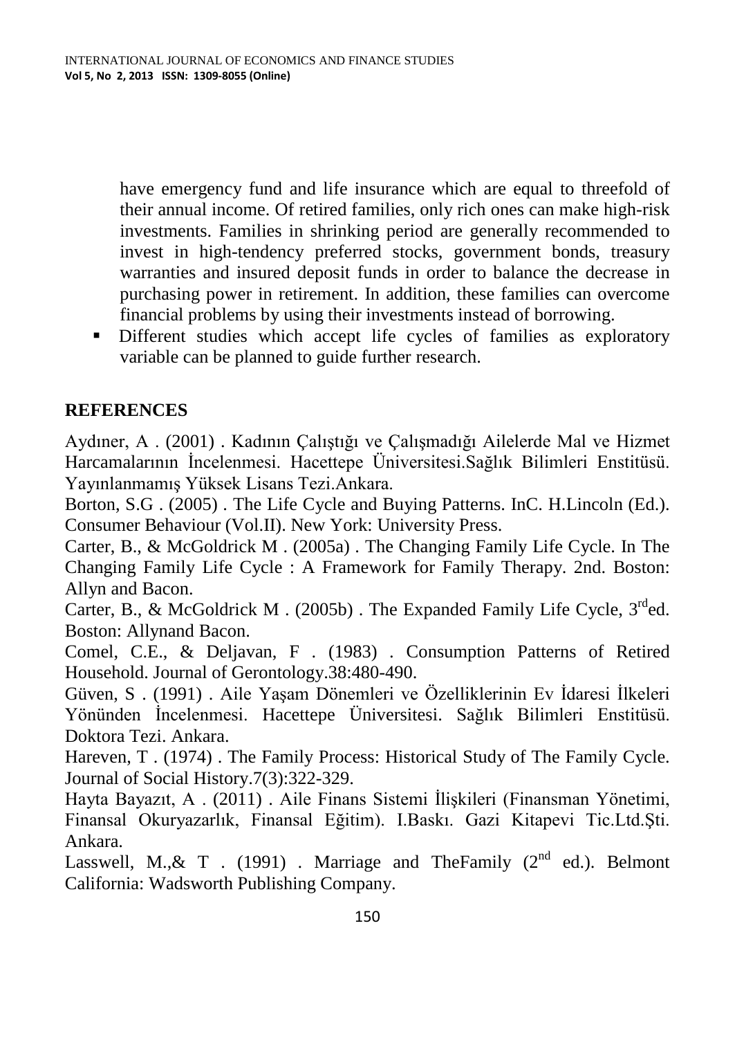have emergency fund and life insurance which are equal to threefold of their annual income. Of retired families, only rich ones can make high-risk investments. Families in shrinking period are generally recommended to invest in high-tendency preferred stocks, government bonds, treasury warranties and insured deposit funds in order to balance the decrease in purchasing power in retirement. In addition, these families can overcome financial problems by using their investments instead of borrowing.

- Different studies which accept life cycles of families as exploratory variable can be planned to guide further research.

## REFERENCES

Aydıner, A . (2001) . Kadının Çalıştığı ve Çalışmadığı Ailelerde Mal ve Hizmet Harcamalarının İncelenmesi. Hacettepe Üniversitesi.Sağlık Bilimleri Enstitüsü. Yayınlanmamış Yüksek Lisans Tezi.Ankara.

Borton, S.G . (2005) . The Life Cycle and Buying Patterns. InC. H.Lincoln (Ed.). Consumer Behaviour (Vol.II). New York: University Press.

Carter, B., & McGoldrick M . (2005a) . The Changing Family Life Cycle. In The Changing Family Life Cycle : A Framework for Family Therapy. 2nd. Boston: Allyn and Bacon.

Carter, B., & McGoldrick M . (2005b) . The Expanded Family Life Cycle, 3rded. Boston: Allynand Bacon.

Comel, C.E., & Deljavan, F . (1983) . Consumption Patterns of Retired Household. Journal of Gerontology.38:480-490.

Güven, S . (1991) . Aile Yaşam Dönemleri ve Özelliklerinin Ev İdaresi İlkeleri Yönünden İncelenmesi. Hacettepe Üniversitesi. Sağlık Bilimleri Enstitüsü. Doktora Tezi. Ankara.

Hareven, T . (1974) . The Family Process: Historical Study of The Family Cycle. Journal of Social History.7(3):322-329.

Hayta Bayazıt, A . (2011) . Aile Finans Sistemi İlişkileri (Finansman Yönetimi, Finansal Okuryazarlık, Finansal Eğitim). I.Baskı. Gazi Kitapevi Tic.Ltd.Şti. Ankara.

Lasswell, M.,& T . (1991) . Marriage and TheFamily (2nd ed.). Belmont California: Wadsworth Publishing Company.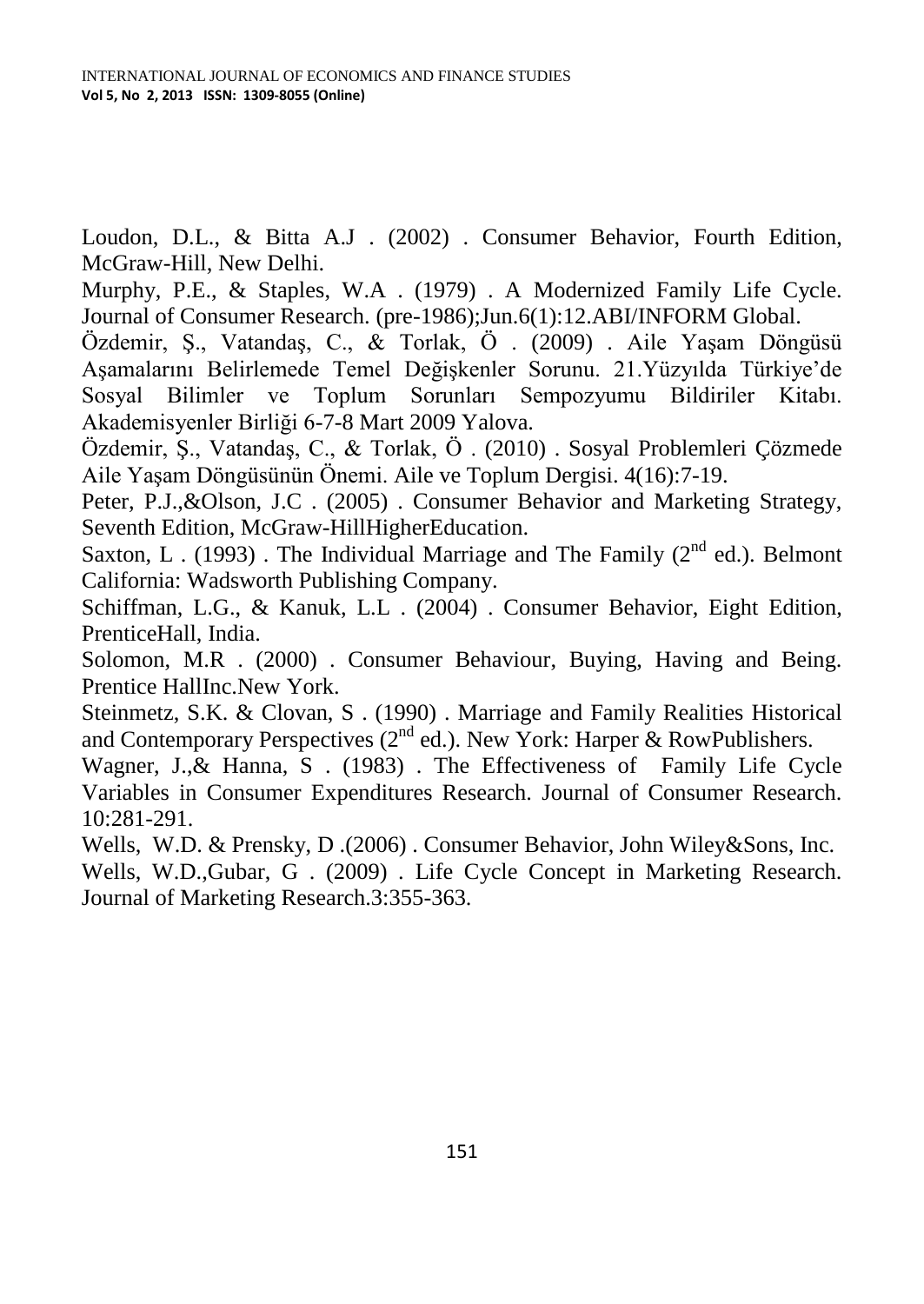Loudon, D.L., & Bitta A.J . (2002) . Consumer Behavior, Fourth Edition, McGraw-Hill, New Delhi.

Murphy, P.E., & Staples, W.A . (1979) . A Modernized Family Life Cycle. Journal of Consumer Research. (pre-1986);Jun.6(1):12.ABI/INFORM Global.

Özdemir, Ş., Vatandaş, C., & Torlak, Ö . (2009) . Aile Yaşam Döngüsü Aşamalarını Belirlemede Temel Değişkenler Sorunu. 21.Yüzyılda Türkiye'de Sosyal Bilimler ve Toplum Sorunları Sempozyumu Bildiriler Kitabı. Akademisyenler Birliği 6-7-8 Mart 2009 Yalova.

Özdemir, Ş., Vatandaş, C., & Torlak, Ö . (2010) . Sosyal Problemleri Çözmede Aile Yaşam Döngüsünün Önemi. Aile ve Toplum Dergisi. 4(16):7-19.

Peter, P.J.,&Olson, J.C . (2005) . Consumer Behavior and Marketing Strategy, Seventh Edition, McGraw-HillHigherEducation.

Saxton, L . (1993) . The Individual Marriage and The Family (2nd ed.). Belmont California: Wadsworth Publishing Company.

Schiffman, L.G., & Kanuk, L.L . (2004) . Consumer Behavior, Eight Edition, PrenticeHall, India.

Solomon, M.R . (2000) . Consumer Behaviour, Buying, Having and Being. Prentice HallInc.New York.

Steinmetz, S.K. & Clovan, S . (1990) . Marriage and Family Realities Historical and Contemporary Perspectives (2nd ed.). New York: Harper & RowPublishers.

Wagner, J.,& Hanna, S . (1983) . The Effectiveness of Family Life Cycle Variables in Consumer Expenditures Research. Journal of Consumer Research. 10:281-291.

Wells, W.D. & Prensky, D .(2006) . Consumer Behavior, John Wiley&Sons, Inc.

Wells, W.D.,Gubar, G . (2009) . Life Cycle Concept in Marketing Research. Journal of Marketing Research.3:355-363.